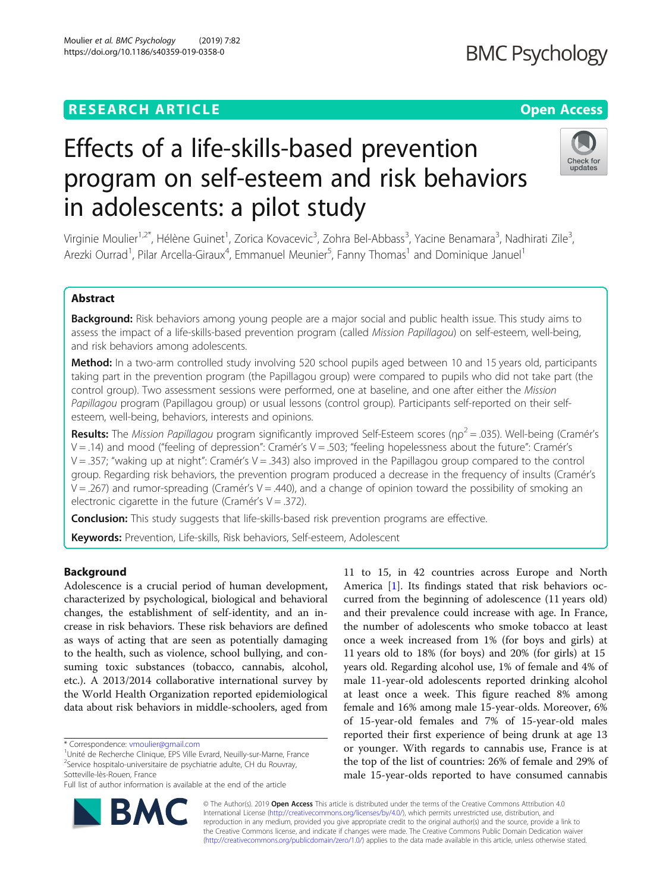RESEARCH ARTICLE

Open Access

# Effects of a life-skills-based prevention program on self-esteem and risk behaviors in adolescents: a pilot study

Virginie Moulier[1,2*], Hélène Guinet[1], Zorica Kovacevic[3], Zohra Bel-Abbass[3], Yacine Benamara[3], Nadhirati Zile[3], Arezki Ourrad[1], Pilar Arcella-Giraux[4], Emmanuel Meunier[5], Fanny Thomas[1] and Dominique Januel[1]

## Abstract

**Background:** Risk behaviors among young people are a major social and public health issue. This study aims to assess the impact of a life-skills-based prevention program (called *Mission Papillagou*) on self-esteem, well-being, and risk behaviors among adolescents.

**Method:** In a two-arm controlled study involving 520 school pupils aged between 10 and 15 years old, participants taking part in the prevention program (the Papillagou group) were compared to pupils who did not take part (the control group). Two assessment sessions were performed, one at baseline, and one after either the *Mission Papillagou* program (Papillagou group) or usual lessons (control group). Participants self-reported on their self-esteem, well-being, behaviors, interests and opinions.

**Results:** The *Mission Papillagou* program significantly improved Self-Esteem scores ($\eta\rho^2 = .035$). Well-being (Cramér's V = .14) and mood ("feeling of depression": Cramér's V = .503; "feeling hopelessness about the future": Cramér's V = .357; "waking up at night": Cramér's V = .343) also improved in the Papillagou group compared to the control group. Regarding risk behaviors, the prevention program produced a decrease in the frequency of insults (Cramér's V = .267) and rumor-spreading (Cramér's V = .440), and a change of opinion toward the possibility of smoking an electronic cigarette in the future (Cramér's V = .372).

**Conclusion:** This study suggests that life-skills-based risk prevention programs are effective.

**Keywords:** Prevention, Life-skills, Risk behaviors, Self-esteem, Adolescent

## Background

Adolescence is a crucial period of human development, characterized by psychological, biological and behavioral changes, the establishment of self-identity, and an increase in risk behaviors. These risk behaviors are defined as ways of acting that are seen as potentially damaging to the health, such as violence, school bullying, and consuming toxic substances (tobacco, cannabis, alcohol, etc.). A 2013/2014 collaborative international survey by the World Health Organization reported epidemiological data about risk behaviors in middle-schoolers, aged from 11 to 15, in 42 countries across Europe and North America [1]. Its findings stated that risk behaviors occurred from the beginning of adolescence (11 years old) and their prevalence could increase with age. In France, the number of adolescents who smoke tobacco at least once a week increased from 1% (for boys and girls) at 11 years old to 18% (for boys) and 20% (for girls) at 15 years old. Regarding alcohol use, 1% of female and 4% of male 11-year-old adolescents reported drinking alcohol at least once a week. This figure reached 8% among female and 16% among male 15-year-olds. Moreover, 6% of 15-year-old females and 7% of 15-year-old males reported their first experience of being drunk at age 13 or younger. With regards to cannabis use, France is at the top of the list of countries: 26% of female and 29% of male 15-year-olds reported to have consumed cannabis

* Correspondence: vmoulier@gmail.com
[1]Unité de Recherche Clinique, EPS Ville Evrard, Neuilly-sur-Marne, France
[2]Service hospitalo-universitaire de psychiatrie adulte, CH du Rouvray, Sotteville-lès-Rouen, France
Full list of author information is available at the end of the article

© The Author(s). 2019 **Open Access** This article is distributed under the terms of the Creative Commons Attribution 4.0 International License (http://creativecommons.org/licenses/by/4.0/), which permits unrestricted use, distribution, and reproduction in any medium, provided you give appropriate credit to the original author(s) and the source, provide a link to the Creative Commons license, and indicate if changes were made. The Creative Commons Public Domain Dedication waiver (http://creativecommons.org/publicdomain/zero/1.0/) applies to the data made available in this article, unless otherwise stated.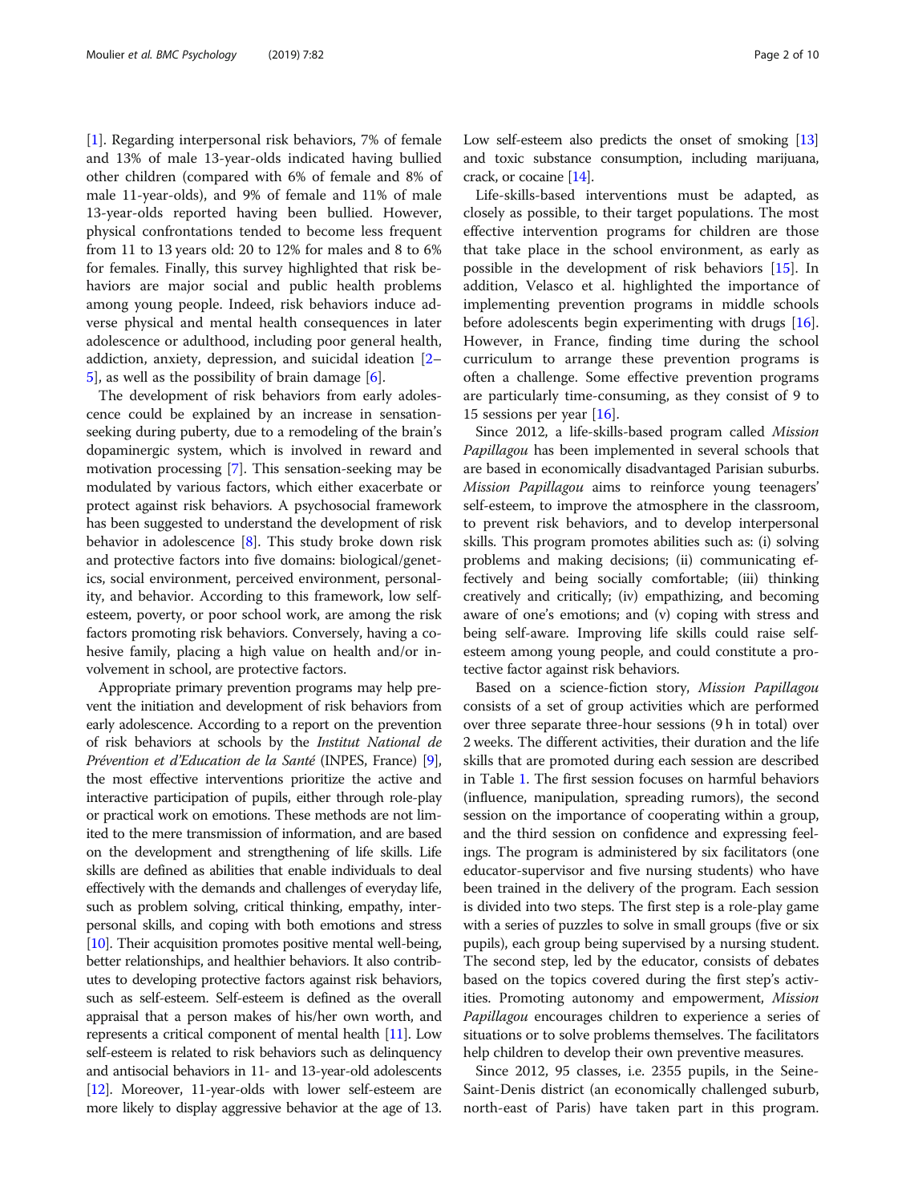[1]. Regarding interpersonal risk behaviors, 7% of female and 13% of male 13-year-olds indicated having bullied other children (compared with 6% of female and 8% of male 11-year-olds), and 9% of female and 11% of male 13-year-olds reported having been bullied. However, physical confrontations tended to become less frequent from 11 to 13 years old: 20 to 12% for males and 8 to 6% for females. Finally, this survey highlighted that risk behaviors are major social and public health problems among young people. Indeed, risk behaviors induce adverse physical and mental health consequences in later adolescence or adulthood, including poor general health, addiction, anxiety, depression, and suicidal ideation [2–5], as well as the possibility of brain damage [6].

The development of risk behaviors from early adolescence could be explained by an increase in sensation-seeking during puberty, due to a remodeling of the brain's dopaminergic system, which is involved in reward and motivation processing [7]. This sensation-seeking may be modulated by various factors, which either exacerbate or protect against risk behaviors. A psychosocial framework has been suggested to understand the development of risk behavior in adolescence [8]. This study broke down risk and protective factors into five domains: biological/genetics, social environment, perceived environment, personality, and behavior. According to this framework, low self-esteem, poverty, or poor school work, are among the risk factors promoting risk behaviors. Conversely, having a cohesive family, placing a high value on health and/or involvement in school, are protective factors.

Appropriate primary prevention programs may help prevent the initiation and development of risk behaviors from early adolescence. According to a report on the prevention of risk behaviors at schools by the *Institut National de Prévention et d'Education de la Santé* (INPES, France) [9], the most effective interventions prioritize the active and interactive participation of pupils, either through role-play or practical work on emotions. These methods are not limited to the mere transmission of information, and are based on the development and strengthening of life skills. Life skills are defined as abilities that enable individuals to deal effectively with the demands and challenges of everyday life, such as problem solving, critical thinking, empathy, interpersonal skills, and coping with both emotions and stress [10]. Their acquisition promotes positive mental well-being, better relationships, and healthier behaviors. It also contributes to developing protective factors against risk behaviors, such as self-esteem. Self-esteem is defined as the overall appraisal that a person makes of his/her own worth, and represents a critical component of mental health [11]. Low self-esteem is related to risk behaviors such as delinquency and antisocial behaviors in 11- and 13-year-old adolescents [12]. Moreover, 11-year-olds with lower self-esteem are more likely to display aggressive behavior at the age of 13. Low self-esteem also predicts the onset of smoking [13] and toxic substance consumption, including marijuana, crack, or cocaine [14].

Life-skills-based interventions must be adapted, as closely as possible, to their target populations. The most effective intervention programs for children are those that take place in the school environment, as early as possible in the development of risk behaviors [15]. In addition, Velasco et al. highlighted the importance of implementing prevention programs in middle schools before adolescents begin experimenting with drugs [16]. However, in France, finding time during the school curriculum to arrange these prevention programs is often a challenge. Some effective prevention programs are particularly time-consuming, as they consist of 9 to 15 sessions per year [16].

Since 2012, a life-skills-based program called *Mission Papillagou* has been implemented in several schools that are based in economically disadvantaged Parisian suburbs. *Mission Papillagou* aims to reinforce young teenagers' self-esteem, to improve the atmosphere in the classroom, to prevent risk behaviors, and to develop interpersonal skills. This program promotes abilities such as: (i) solving problems and making decisions; (ii) communicating effectively and being socially comfortable; (iii) thinking creatively and critically; (iv) empathizing, and becoming aware of one's emotions; and (v) coping with stress and being self-aware. Improving life skills could raise self-esteem among young people, and could constitute a protective factor against risk behaviors.

Based on a science-fiction story, *Mission Papillagou* consists of a set of group activities which are performed over three separate three-hour sessions (9 h in total) over 2 weeks. The different activities, their duration and the life skills that are promoted during each session are described in Table 1. The first session focuses on harmful behaviors (influence, manipulation, spreading rumors), the second session on the importance of cooperating within a group, and the third session on confidence and expressing feelings. The program is administered by six facilitators (one educator-supervisor and five nursing students) who have been trained in the delivery of the program. Each session is divided into two steps. The first step is a role-play game with a series of puzzles to solve in small groups (five or six pupils), each group being supervised by a nursing student. The second step, led by the educator, consists of debates based on the topics covered during the first step's activities. Promoting autonomy and empowerment, *Mission Papillagou* encourages children to experience a series of situations or to solve problems themselves. The facilitators help children to develop their own preventive measures.

Since 2012, 95 classes, i.e. 2355 pupils, in the Seine-Saint-Denis district (an economically challenged suburb, north-east of Paris) have taken part in this program.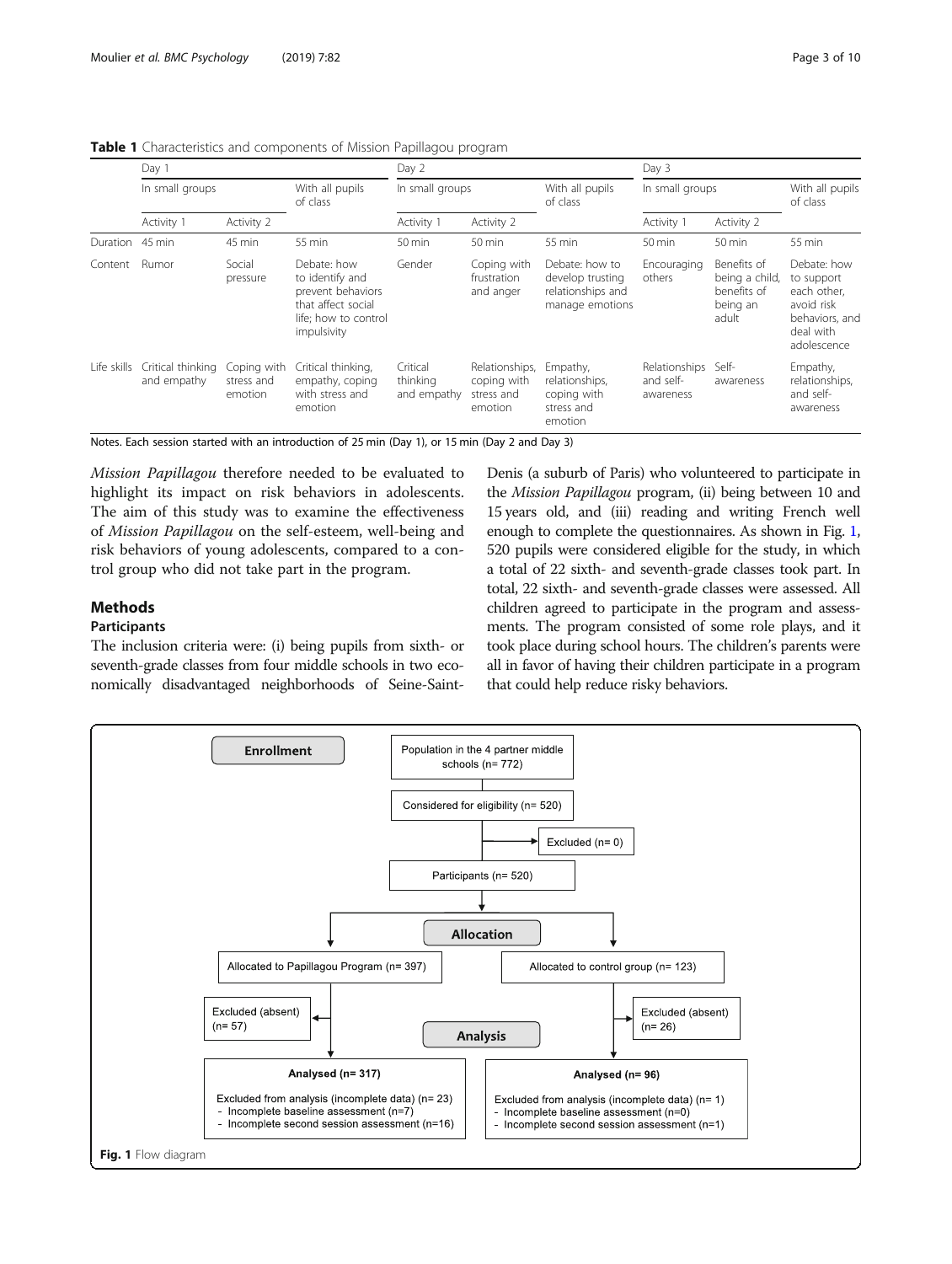**Table 1** Characteristics and components of Mission Papillagou program

| | Day 1 | | | Day 2 | | | Day 3 | | |
|---|---|---|---|---|---|---|---|---|---|
| | In small groups | | With all pupils of class | In small groups | | With all pupils of class | In small groups | | With all pupils of class |
| | Activity 1 | Activity 2 | | Activity 1 | Activity 2 | | Activity 1 | Activity 2 | |
| Duration | 45 min | 45 min | 55 min | 50 min | 50 min | 55 min | 50 min | 50 min | 55 min |
| Content | Rumor | Social pressure | Debate: how to identify and prevent behaviors that affect social life; how to control impulsivity | Gender | Coping with frustration and anger | Debate: how to develop trusting relationships and manage emotions | Encouraging others | Benefits of being a child, benefits of being an adult | Debate: how to support each other, avoid risk behaviors, and deal with adolescence |
| Life skills | Critical thinking and empathy | Coping with stress and emotion | Critical thinking, empathy, coping with stress and emotion | Critical thinking and empathy | Relationships, coping with stress and emotion | Empathy, relationships, coping with stress and emotion | Relationships and self-awareness | Self-awareness | Empathy, relationships, and self-awareness |

Notes. Each session started with an introduction of 25 min (Day 1), or 15 min (Day 2 and Day 3)

*Mission Papillagou* therefore needed to be evaluated to highlight its impact on risk behaviors in adolescents. The aim of this study was to examine the effectiveness of *Mission Papillagou* on the self-esteem, well-being and risk behaviors of young adolescents, compared to a control group who did not take part in the program.

## Methods

### Participants

The inclusion criteria were: (i) being pupils from sixth- or seventh-grade classes from four middle schools in two economically disadvantaged neighborhoods of Seine-Saint-Denis (a suburb of Paris) who volunteered to participate in the *Mission Papillagou* program, (ii) being between 10 and 15 years old, and (iii) reading and writing French well enough to complete the questionnaires. As shown in Fig. 1, 520 pupils were considered eligible for the study, in which a total of 22 sixth- and seventh-grade classes took part. In total, 22 sixth- and seventh-grade classes were assessed. All children agreed to participate in the program and assessments. The program consisted of some role plays, and it took place during school hours. The children's parents were all in favor of having their children participate in a program that could help reduce risky behaviors.

**Enrollment**

- Population in the 4 partner middle schools (n= 772)
- Considered for eligibility (n= 520)
- Excluded (n= 0)
- Participants (n= 520)

**Allocation**

- Allocated to Papillagou Program (n= 397)
  - Excluded (absent) (n= 57)
- Allocated to control group (n= 123)
  - Excluded (absent) (n= 26)

**Analysis**

- Analysed (n= 317)
  - Excluded from analysis (incomplete data) (n= 23)
    - Incomplete baseline assessment (n=7)
    - Incomplete second session assessment (n=16)
- Analysed (n= 96)
  - Excluded from analysis (incomplete data) (n= 1)
    - Incomplete baseline assessment (n=0)
    - Incomplete second session assessment (n=1)

**Fig. 1** Flow diagram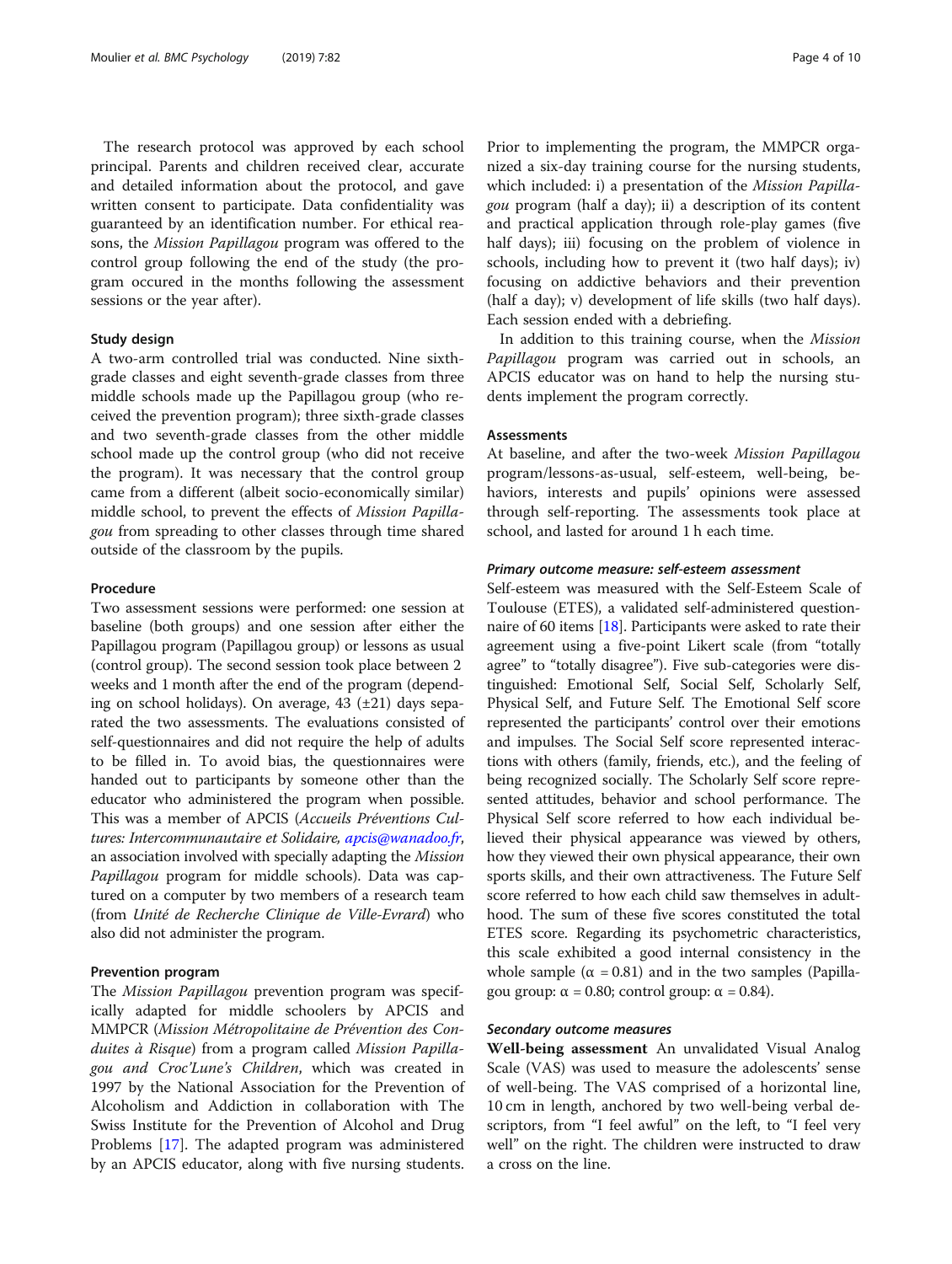The research protocol was approved by each school principal. Parents and children received clear, accurate and detailed information about the protocol, and gave written consent to participate. Data confidentiality was guaranteed by an identification number. For ethical reasons, the *Mission Papillagou* program was offered to the control group following the end of the study (the program occured in the months following the assessment sessions or the year after).

### Study design

A two-arm controlled trial was conducted. Nine sixth-grade classes and eight seventh-grade classes from three middle schools made up the Papillagou group (who received the prevention program); three sixth-grade classes and two seventh-grade classes from the other middle school made up the control group (who did not receive the program). It was necessary that the control group came from a different (albeit socio-economically similar) middle school, to prevent the effects of *Mission Papillagou* from spreading to other classes through time shared outside of the classroom by the pupils.

### Procedure

Two assessment sessions were performed: one session at baseline (both groups) and one session after either the Papillagou program (Papillagou group) or lessons as usual (control group). The second session took place between 2 weeks and 1 month after the end of the program (depending on school holidays). On average, 43 (±21) days separated the two assessments. The evaluations consisted of self-questionnaires and did not require the help of adults to be filled in. To avoid bias, the questionnaires were handed out to participants by someone other than the educator who administered the program when possible. This was a member of APCIS (*Accueils Préventions Cultures: Intercommunautaire et Solidaire*, apcis@wanadoo.fr, an association involved with specially adapting the *Mission Papillagou* program for middle schools). Data was captured on a computer by two members of a research team (from *Unité de Recherche Clinique de Ville-Evrard*) who also did not administer the program.

### Prevention program

The *Mission Papillagou* prevention program was specifically adapted for middle schoolers by APCIS and MMPCR (*Mission Métropolitaine de Prévention des Conduites à Risque*) from a program called *Mission Papillagou and Croc'Lune's Children*, which was created in 1997 by the National Association for the Prevention of Alcoholism and Addiction in collaboration with The Swiss Institute for the Prevention of Alcohol and Drug Problems [17]. The adapted program was administered by an APCIS educator, along with five nursing students. Prior to implementing the program, the MMPCR organized a six-day training course for the nursing students, which included: i) a presentation of the *Mission Papillagou* program (half a day); ii) a description of its content and practical application through role-play games (five half days); iii) focusing on the problem of violence in schools, including how to prevent it (two half days); iv) focusing on addictive behaviors and their prevention (half a day); v) development of life skills (two half days). Each session ended with a debriefing.

In addition to this training course, when the *Mission Papillagou* program was carried out in schools, an APCIS educator was on hand to help the nursing students implement the program correctly.

### Assessments

At baseline, and after the two-week *Mission Papillagou* program/lessons-as-usual, self-esteem, well-being, behaviors, interests and pupils' opinions were assessed through self-reporting. The assessments took place at school, and lasted for around 1 h each time.

#### *Primary outcome measure: self-esteem assessment*

Self-esteem was measured with the Self-Esteem Scale of Toulouse (ETES), a validated self-administered questionnaire of 60 items [18]. Participants were asked to rate their agreement using a five-point Likert scale (from "totally agree" to "totally disagree"). Five sub-categories were distinguished: Emotional Self, Social Self, Scholarly Self, Physical Self, and Future Self. The Emotional Self score represented the participants' control over their emotions and impulses. The Social Self score represented interactions with others (family, friends, etc.), and the feeling of being recognized socially. The Scholarly Self score represented attitudes, behavior and school performance. The Physical Self score referred to how each individual believed their physical appearance was viewed by others, how they viewed their own physical appearance, their own sports skills, and their own attractiveness. The Future Self score referred to how each child saw themselves in adulthood. The sum of these five scores constituted the total ETES score. Regarding its psychometric characteristics, this scale exhibited a good internal consistency in the whole sample ($\alpha = 0.81$) and in the two samples (Papillagou group: $\alpha = 0.80$; control group: $\alpha = 0.84$).

#### *Secondary outcome measures*

**Well-being assessment** An unvalidated Visual Analog Scale (VAS) was used to measure the adolescents' sense of well-being. The VAS comprised of a horizontal line, 10 cm in length, anchored by two well-being verbal descriptors, from "I feel awful" on the left, to "I feel very well" on the right. The children were instructed to draw a cross on the line.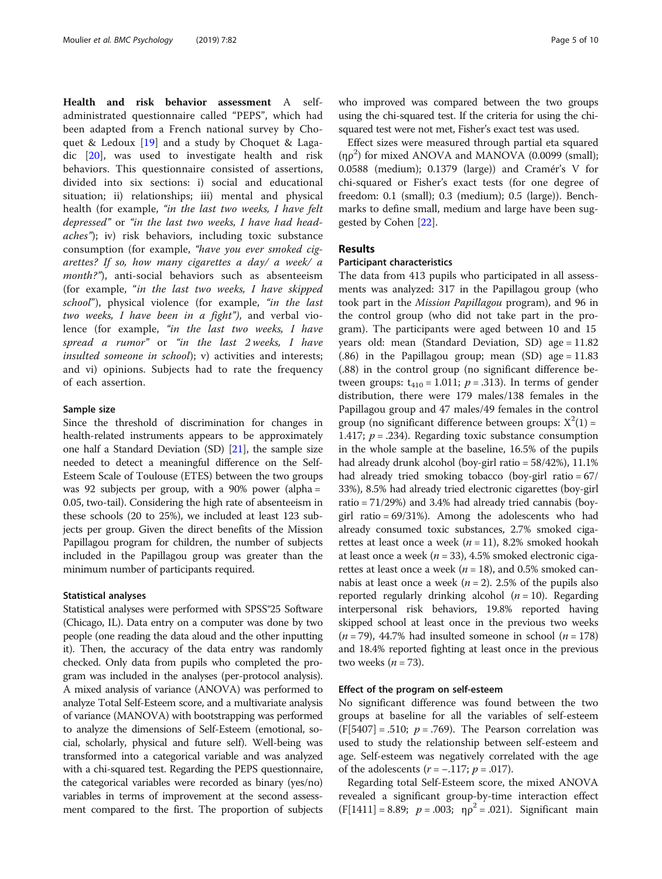**Health and risk behavior assessment** A self-administrated questionnaire called "PEPS", which had been adapted from a French national survey by Choquet & Ledoux [19] and a study by Choquet & Lagadic [20], was used to investigate health and risk behaviors. This questionnaire consisted of assertions, divided into six sections: i) social and educational situation; ii) relationships; iii) mental and physical health (for example, *"in the last two weeks, I have felt depressed"* or *"in the last two weeks, I have had headaches"*); iv) risk behaviors, including toxic substance consumption (for example, *"have you ever smoked cigarettes? If so, how many cigarettes a day/ a week/ a month?"*), anti-social behaviors such as absenteeism (for example, "*in the last two weeks, I have skipped school*"), physical violence (for example, *"in the last two weeks, I have been in a fight")*, and verbal violence (for example, *"in the last two weeks, I have spread a rumor"* or *"in the last 2 weeks, I have insulted someone in school*); v) activities and interests; and vi) opinions. Subjects had to rate the frequency of each assertion.

### Sample size

Since the threshold of discrimination for changes in health-related instruments appears to be approximately one half a Standard Deviation (SD) [21], the sample size needed to detect a meaningful difference on the Self-Esteem Scale of Toulouse (ETES) between the two groups was 92 subjects per group, with a 90% power (alpha = 0.05, two-tail). Considering the high rate of absenteeism in these schools (20 to 25%), we included at least 123 subjects per group. Given the direct benefits of the Mission Papillagou program for children, the number of subjects included in the Papillagou group was greater than the minimum number of participants required.

### Statistical analyses

Statistical analyses were performed with SPSS®25 Software (Chicago, IL). Data entry on a computer was done by two people (one reading the data aloud and the other inputting it). Then, the accuracy of the data entry was randomly checked. Only data from pupils who completed the program was included in the analyses (per-protocol analysis). A mixed analysis of variance (ANOVA) was performed to analyze Total Self-Esteem score, and a multivariate analysis of variance (MANOVA) with bootstrapping was performed to analyze the dimensions of Self-Esteem (emotional, social, scholarly, physical and future self). Well-being was transformed into a categorical variable and was analyzed with a chi-squared test. Regarding the PEPS questionnaire, the categorical variables were recorded as binary (yes/no) variables in terms of improvement at the second assessment compared to the first. The proportion of subjects who improved was compared between the two groups using the chi-squared test. If the criteria for using the chi-squared test were not met, Fisher's exact test was used.

Effect sizes were measured through partial eta squared ($\eta\rho^2$) for mixed ANOVA and MANOVA (0.0099 (small); 0.0588 (medium); 0.1379 (large)) and Cramér's V for chi-squared or Fisher's exact tests (for one degree of freedom: 0.1 (small); 0.3 (medium); 0.5 (large)). Benchmarks to define small, medium and large have been suggested by Cohen [22].

## Results

### Participant characteristics

The data from 413 pupils who participated in all assessments was analyzed: 317 in the Papillagou group (who took part in the *Mission Papillagou* program), and 96 in the control group (who did not take part in the program). The participants were aged between 10 and 15 years old: mean (Standard Deviation, SD) age = 11.82 (.86) in the Papillagou group; mean (SD) age = 11.83 (.88) in the control group (no significant difference between groups: $t_{410} = 1.011$; $p = .313$). In terms of gender distribution, there were 179 males/138 females in the Papillagou group and 47 males/49 females in the control group (no significant difference between groups: $X^2(1) = 1.417$; $p = .234$). Regarding toxic substance consumption in the whole sample at the baseline, 16.5% of the pupils had already drunk alcohol (boy-girl ratio = 58/42%), 11.1% had already tried smoking tobacco (boy-girl ratio = 67/33%), 8.5% had already tried electronic cigarettes (boy-girl ratio = 71/29%) and 3.4% had already tried cannabis (boy-girl ratio = 69/31%). Among the adolescents who had already consumed toxic substances, 2.7% smoked cigarettes at least once a week ($n = 11$), 8.2% smoked hookah at least once a week ($n = 33$), 4.5% smoked electronic cigarettes at least once a week ($n = 18$), and 0.5% smoked cannabis at least once a week ($n = 2$). 2.5% of the pupils also reported regularly drinking alcohol ($n = 10$). Regarding interpersonal risk behaviors, 19.8% reported having skipped school at least once in the previous two weeks ($n = 79$), 44.7% had insulted someone in school ($n = 178$) and 18.4% reported fighting at least once in the previous two weeks ($n = 73$).

### Effect of the program on self-esteem

No significant difference was found between the two groups at baseline for all the variables of self-esteem ($F[5407] = .510$; $p = .769$). The Pearson correlation was used to study the relationship between self-esteem and age. Self-esteem was negatively correlated with the age of the adolescents ($r = -.117$; $p = .017$).

Regarding total Self-Esteem score, the mixed ANOVA revealed a significant group-by-time interaction effect ($F[1411] = 8.89$; $p = .003$; $\eta\rho^2 = .021$). Significant main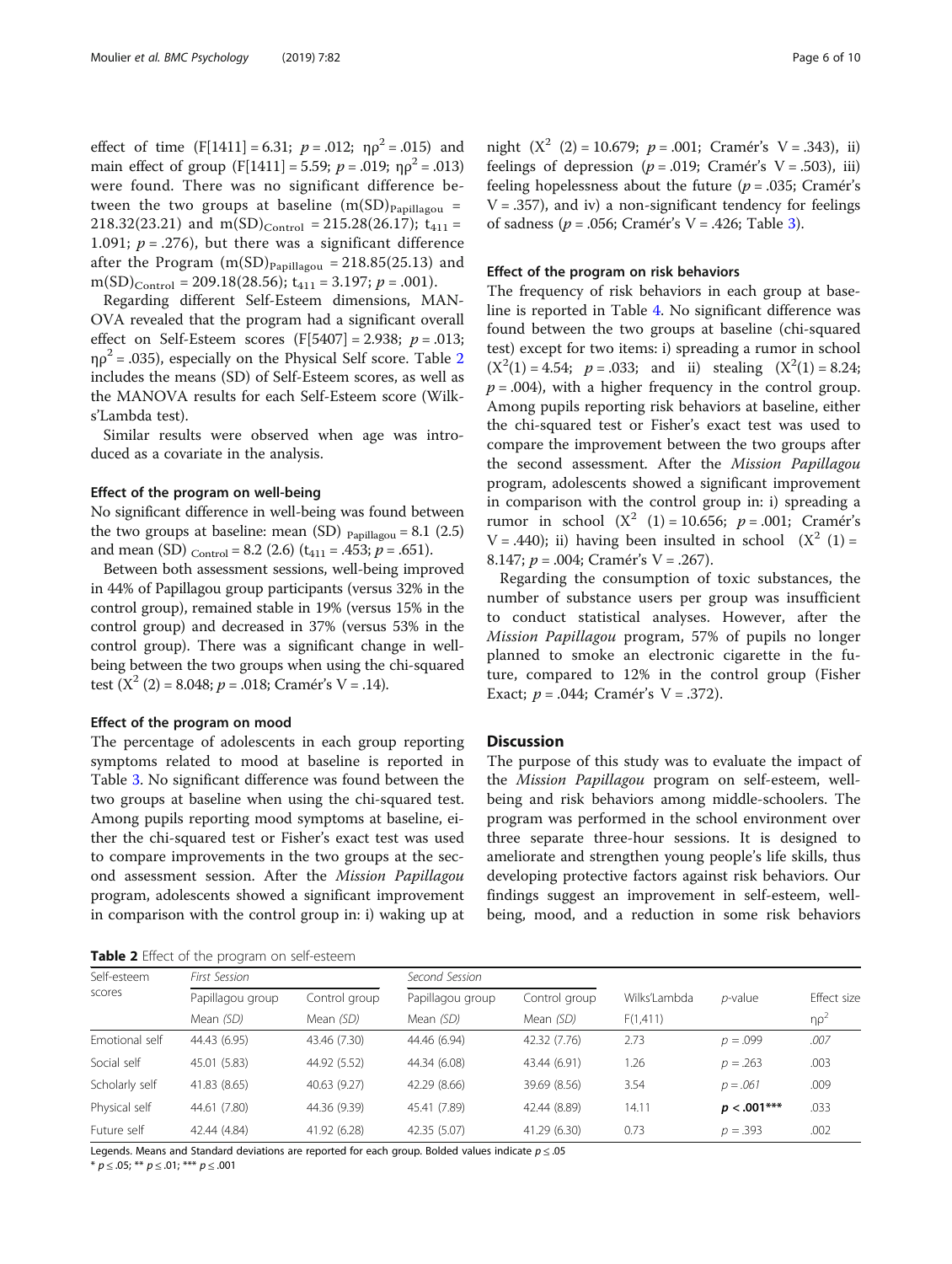effect of time ($F[1411] = 6.31$; $p = .012$; $\eta\rho^2 = .015$) and main effect of group ($F[1411] = 5.59$; $p = .019$; $\eta\rho^2 = .013$) were found. There was no significant difference between the two groups at baseline ($m(SD)_{Papillagou}$ = 218.32(23.21) and $m(SD)_{Control}$ = 215.28(26.17); $t_{411}$ = 1.091; $p = .276$), but there was a significant difference after the Program ($m(SD)_{Papillagou}$ = 218.85(25.13) and $m(SD)_{Control}$ = 209.18(28.56); $t_{411} = 3.197$; $p = .001$).

Regarding different Self-Esteem dimensions, MANOVA revealed that the program had a significant overall effect on Self-Esteem scores ($F[5407] = 2.938$; $p = .013$; $\eta\rho^2 = .035$), especially on the Physical Self score. Table 2 includes the means (SD) of Self-Esteem scores, as well as the MANOVA results for each Self-Esteem score (Wilks'Lambda test).

Similar results were observed when age was introduced as a covariate in the analysis.

### Effect of the program on well-being

No significant difference in well-being was found between the two groups at baseline: mean (SD) $_{Papillagou}$ = 8.1 (2.5) and mean (SD) $_{Control}$ = 8.2 (2.6) ($t_{411} = .453$; $p = .651$).

Between both assessment sessions, well-being improved in 44% of Papillagou group participants (versus 32% in the control group), remained stable in 19% (versus 15% in the control group) and decreased in 37% (versus 53% in the control group). There was a significant change in well-being between the two groups when using the chi-squared test ($X^2$ (2) = 8.048; $p = .018$; Cramér's V = .14).

### Effect of the program on mood

The percentage of adolescents in each group reporting symptoms related to mood at baseline is reported in Table 3. No significant difference was found between the two groups at baseline when using the chi-squared test. Among pupils reporting mood symptoms at baseline, either the chi-squared test or Fisher's exact test was used to compare improvements in the two groups at the second assessment session. After the *Mission Papillagou* program, adolescents showed a significant improvement in comparison with the control group in: i) waking up at night ($X^2$ (2) = 10.679; $p = .001$; Cramér's V = .343), ii) feelings of depression ($p = .019$; Cramér's V = .503), iii) feeling hopelessness about the future ($p = .035$; Cramér's V = .357), and iv) a non-significant tendency for feelings of sadness ($p = .056$; Cramér's V = .426; Table 3).

### Effect of the program on risk behaviors

The frequency of risk behaviors in each group at baseline is reported in Table 4. No significant difference was found between the two groups at baseline (chi-squared test) except for two items: i) spreading a rumor in school ($X^2(1) = 4.54$; $p = .033$; and ii) stealing ($X^2(1) = 8.24$; $p = .004$), with a higher frequency in the control group. Among pupils reporting risk behaviors at baseline, either the chi-squared test or Fisher's exact test was used to compare the improvement between the two groups after the second assessment. After the *Mission Papillagou* program, adolescents showed a significant improvement in comparison with the control group in: i) spreading a rumor in school ($X^2$ (1) = 10.656; $p = .001$; Cramér's V = .440); ii) having been insulted in school ($X^2$ (1) = 8.147; $p = .004$; Cramér's V = .267).

Regarding the consumption of toxic substances, the number of substance users per group was insufficient to conduct statistical analyses. However, after the *Mission Papillagou* program, 57% of pupils no longer planned to smoke an electronic cigarette in the future, compared to 12% in the control group (Fisher Exact; $p = .044$; Cramér's V = .372).

## Discussion

The purpose of this study was to evaluate the impact of the *Mission Papillagou* program on self-esteem, well-being and risk behaviors among middle-schoolers. The program was performed in the school environment over three separate three-hour sessions. It is designed to ameliorate and strengthen young people's life skills, thus developing protective factors against risk behaviors. Our findings suggest an improvement in self-esteem, well-being, mood, and a reduction in some risk behaviors

**Table 2** Effect of the program on self-esteem

| Self-esteem scores | *First Session* | | *Second Session* | | Wilks'Lambda | *p*-value | Effect size |
|---|---|---|---|---|---|---|---|
| | Papillagou group Mean *(SD)* | Control group Mean *(SD)* | Papillagou group Mean *(SD)* | Control group Mean *(SD)* | F(1,411) | | $\eta\rho^2$ |
| Emotional self | 44.43 (6.95) | 43.46 (7.30) | 44.46 (6.94) | 42.32 (7.76) | 2.73 | *p* = .099 | *.007* |
| Social self | 45.01 (5.83) | 44.92 (5.52) | 44.34 (6.08) | 43.44 (6.91) | 1.26 | *p* = .263 | .003 |
| Scholarly self | 41.83 (8.65) | 40.63 (9.27) | 42.29 (8.66) | 39.69 (8.56) | 3.54 | *p = .061* | .009 |
| Physical self | 44.61 (7.80) | 44.36 (9.39) | 45.41 (7.89) | 42.44 (8.89) | 14.11 | ***p* < .001*** | .033 |
| Future self | 42.44 (4.84) | 41.92 (6.28) | 42.35 (5.07) | 41.29 (6.30) | 0.73 | *p* = .393 | .002 |

Legends. Means and Standard deviations are reported for each group. Bolded values indicate $p \leq .05$

* $p \leq .05$; ** $p \leq .01$; *** $p \leq .001$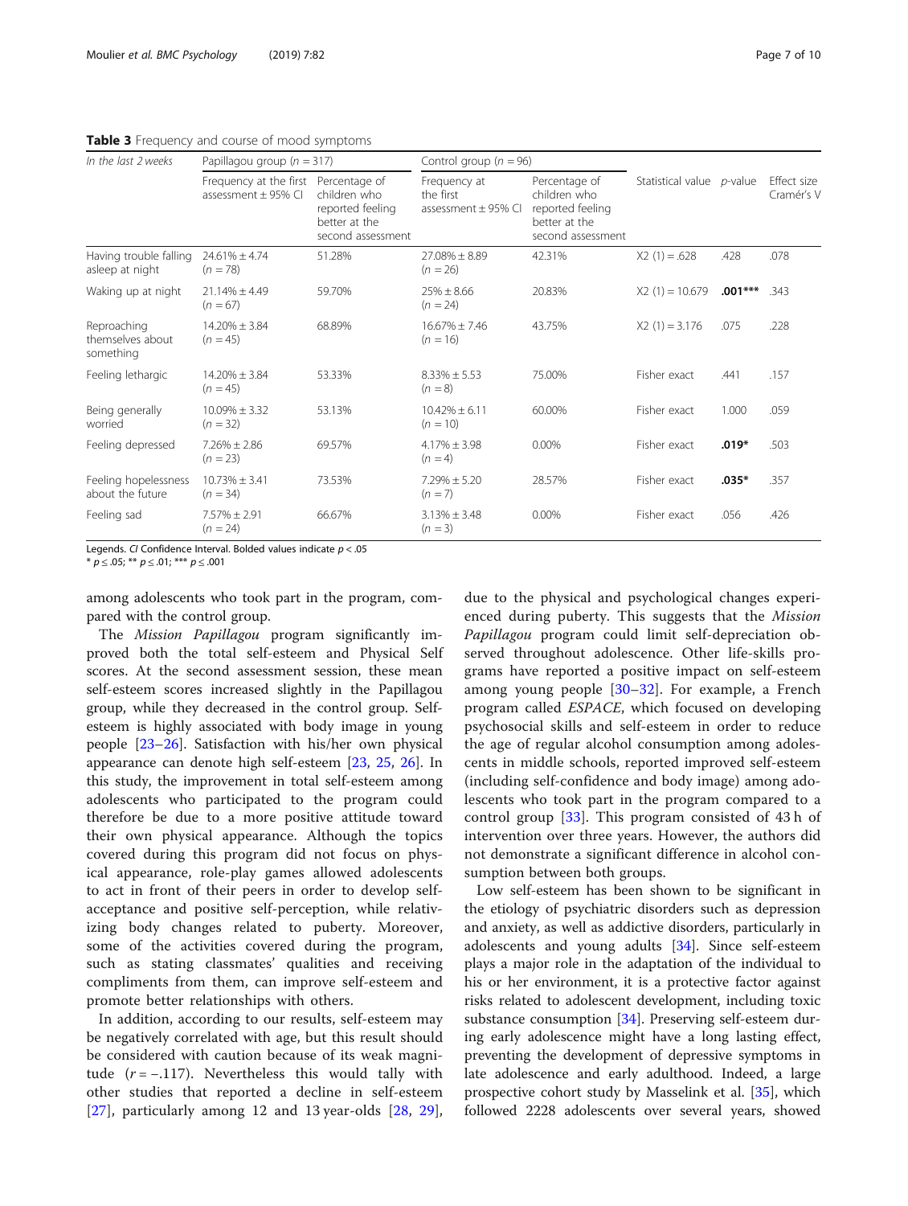**Table 3** Frequency and course of mood symptoms

| *In the last 2 weeks* | Papillagou group ($n = 317$) | | Control group ($n = 96$) | | | | |
|---|---|---|---|---|---|---|---|
| | Frequency at the first assessment ± 95% CI | Percentage of children who reported feeling better at the second assessment | Frequency at the first assessment ± 95% CI | Percentage of children who reported feeling better at the second assessment | Statistical value | *p*-value | Effect size Cramér's V |
| Having trouble falling asleep at night | 24.61% ± 4.74 ($n = 78$) | 51.28% | 27.08% ± 8.89 ($n = 26$) | 42.31% | X2 (1) = .628 | .428 | .078 |
| Waking up at night | 21.14% ± 4.49 ($n = 67$) | 59.70% | 25% ± 8.66 ($n = 24$) | 20.83% | X2 (1) = 10.679 | **.001*** | .343 |
| Reproaching themselves about something | 14.20% ± 3.84 ($n = 45$) | 68.89% | 16.67% ± 7.46 ($n = 16$) | 43.75% | X2 (1) = 3.176 | .075 | .228 |
| Feeling lethargic | 14.20% ± 3.84 ($n = 45$) | 53.33% | 8.33% ± 5.53 ($n = 8$) | 75.00% | Fisher exact | .441 | .157 |
| Being generally worried | 10.09% ± 3.32 ($n = 32$) | 53.13% | 10.42% ± 6.11 ($n = 10$) | 60.00% | Fisher exact | 1.000 | .059 |
| Feeling depressed | 7.26% ± 2.86 ($n = 23$) | 69.57% | 4.17% ± 3.98 ($n = 4$) | 0.00% | Fisher exact | **.019*** | .503 |
| Feeling hopelessness about the future | 10.73% ± 3.41 ($n = 34$) | 73.53% | 7.29% ± 5.20 ($n = 7$) | 28.57% | Fisher exact | **.035*** | .357 |
| Feeling sad | 7.57% ± 2.91 ($n = 24$) | 66.67% | 3.13% ± 3.48 ($n = 3$) | 0.00% | Fisher exact | .056 | .426 |

Legends. *CI* Confidence Interval. Bolded values indicate $p < .05$
* $p \leq .05$; ** $p \leq .01$; *** $p \leq .001$

among adolescents who took part in the program, compared with the control group.

The *Mission Papillagou* program significantly improved both the total self-esteem and Physical Self scores. At the second assessment session, these mean self-esteem scores increased slightly in the Papillagou group, while they decreased in the control group. Self-esteem is highly associated with body image in young people [23–26]. Satisfaction with his/her own physical appearance can denote high self-esteem [23, 25, 26]. In this study, the improvement in total self-esteem among adolescents who participated to the program could therefore be due to a more positive attitude toward their own physical appearance. Although the topics covered during this program did not focus on physical appearance, role-play games allowed adolescents to act in front of their peers in order to develop self-acceptance and positive self-perception, while relativizing body changes related to puberty. Moreover, some of the activities covered during the program, such as stating classmates' qualities and receiving compliments from them, can improve self-esteem and promote better relationships with others.

In addition, according to our results, self-esteem may be negatively correlated with age, but this result should be considered with caution because of its weak magnitude ($r = -.117$). Nevertheless this would tally with other studies that reported a decline in self-esteem [27], particularly among 12 and 13 year-olds [28, 29], due to the physical and psychological changes experienced during puberty. This suggests that the *Mission Papillagou* program could limit self-depreciation observed throughout adolescence. Other life-skills programs have reported a positive impact on self-esteem among young people [30–32]. For example, a French program called *ESPACE*, which focused on developing psychosocial skills and self-esteem in order to reduce the age of regular alcohol consumption among adolescents in middle schools, reported improved self-esteem (including self-confidence and body image) among adolescents who took part in the program compared to a control group [33]. This program consisted of 43 h of intervention over three years. However, the authors did not demonstrate a significant difference in alcohol consumption between both groups.

Low self-esteem has been shown to be significant in the etiology of psychiatric disorders such as depression and anxiety, as well as addictive disorders, particularly in adolescents and young adults [34]. Since self-esteem plays a major role in the adaptation of the individual to his or her environment, it is a protective factor against risks related to adolescent development, including toxic substance consumption [34]. Preserving self-esteem during early adolescence might have a long lasting effect, preventing the development of depressive symptoms in late adolescence and early adulthood. Indeed, a large prospective cohort study by Masselink et al. [35], which followed 2228 adolescents over several years, showed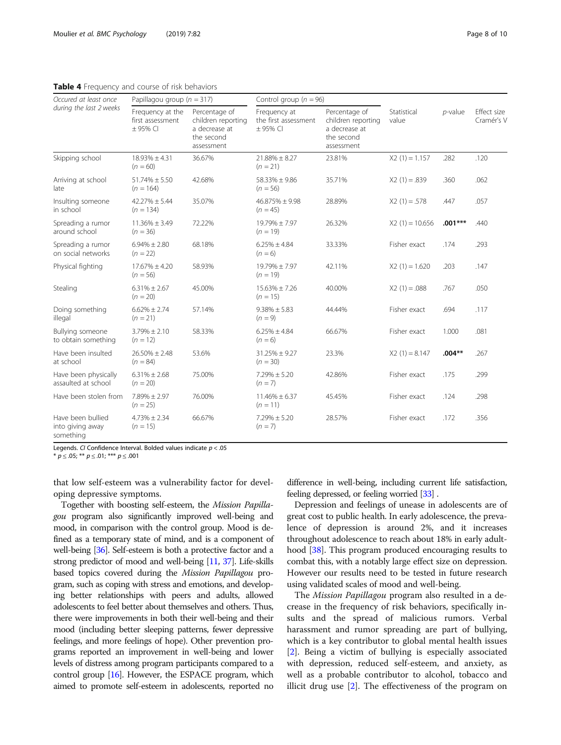**Table 4** Frequency and course of risk behaviors

| Occured at least once during the last 2 weeks | Papillagou group ($n = 317$) | | Control group ($n = 96$) | | Statistical value | *p*-value | Effect size Cramér's V |
|---|---|---|---|---|---|---|---|
| | Frequency at the first assessment ± 95% CI | Percentage of children reporting a decrease at the second assessment | Frequency at the first assessment ± 95% CI | Percentage of children reporting a decrease at the second assessment | | | |
| Skipping school | 18.93% ± 4.31 ($n = 60$) | 36.67% | 21.88% ± 8.27 ($n = 21$) | 23.81% | $X2\ (1) = 1.157$ | .282 | .120 |
| Arriving at school late | 51.74% ± 5.50 ($n = 164$) | 42.68% | 58.33% ± 9.86 ($n = 56$) | 35.71% | $X2\ (1) = .839$ | .360 | .062 |
| Insulting someone in school | 42.27% ± 5.44 ($n = 134$) | 35.07% | 46.875% ± 9.98 ($n = 45$) | 28.89% | $X2\ (1) = .578$ | .447 | .057 |
| Spreading a rumor around school | 11.36% ± 3.49 ($n = 36$) | 72.22% | 19.79% ± 7.97 ($n = 19$) | 26.32% | $X2\ (1) = 10.656$ | **.001*****| .440 |
| Spreading a rumor on social networks | 6.94% ± 2.80 ($n = 22$) | 68.18% | 6.25% ± 4.84 ($n = 6$) | 33.33% | Fisher exact | .174 | .293 |
| Physical fighting | 17.67% ± 4.20 ($n = 56$) | 58.93% | 19.79% ± 7.97 ($n = 19$) | 42.11% | $X2\ (1) = 1.620$ | .203 | .147 |
| Stealing | 6.31% ± 2.67 ($n = 20$) | 45.00% | 15.63% ± 7.26 ($n = 15$) | 40.00% | $X2\ (1) = .088$ | .767 | .050 |
| Doing something illegal | 6.62% ± 2.74 ($n = 21$) | 57.14% | 9.38% ± 5.83 ($n = 9$) | 44.44% | Fisher exact | .694 | .117 |
| Bullying someone to obtain something | 3.79% ± 2.10 ($n = 12$) | 58.33% | 6.25% ± 4.84 ($n = 6$) | 66.67% | Fisher exact | 1.000 | .081 |
| Have been insulted at school | 26.50% ± 2.48 ($n = 84$) | 53.6% | 31.25% ± 9.27 ($n = 30$) | 23.3% | $X2\ (1) = 8.147$ | **.004**** | .267 |
| Have been physically assaulted at school | 6.31% ± 2.68 ($n = 20$) | 75.00% | 7.29% ± 5.20 ($n = 7$) | 42.86% | Fisher exact | .175 | .299 |
| Have been stolen from | 7.89% ± 2.97 ($n = 25$) | 76.00% | 11.46% ± 6.37 ($n = 11$) | 45.45% | Fisher exact | .124 | .298 |
| Have been bullied into giving away something | 4.73% ± 2.34 ($n = 15$) | 66.67% | 7.29% ± 5.20 ($n = 7$) | 28.57% | Fisher exact | .172 | .356 |

Legends. *CI* Confidence Interval. Bolded values indicate $p < .05$

* $p \leq .05$; ** $p \leq .01$; *** $p \leq .001$

that low self-esteem was a vulnerability factor for developing depressive symptoms.

Together with boosting self-esteem, the *Mission Papillagou* program also significantly improved well-being and mood, in comparison with the control group. Mood is defined as a temporary state of mind, and is a component of well-being [36]. Self-esteem is both a protective factor and a strong predictor of mood and well-being [11, 37]. Life-skills based topics covered during the *Mission Papillagou* program, such as coping with stress and emotions, and developing better relationships with peers and adults, allowed adolescents to feel better about themselves and others. Thus, there were improvements in both their well-being and their mood (including better sleeping patterns, fewer depressive feelings, and more feelings of hope). Other prevention programs reported an improvement in well-being and lower levels of distress among program participants compared to a control group [16]. However, the ESPACE program, which aimed to promote self-esteem in adolescents, reported no difference in well-being, including current life satisfaction, feeling depressed, or feeling worried [33] .

Depression and feelings of unease in adolescents are of great cost to public health. In early adolescence, the prevalence of depression is around 2%, and it increases throughout adolescence to reach about 18% in early adulthood [38]. This program produced encouraging results to combat this, with a notably large effect size on depression. However our results need to be tested in future research using validated scales of mood and well-being.

The *Mission Papillagou* program also resulted in a decrease in the frequency of risk behaviors, specifically insults and the spread of malicious rumors. Verbal harassment and rumor spreading are part of bullying, which is a key contributor to global mental health issues [2]. Being a victim of bullying is especially associated with depression, reduced self-esteem, and anxiety, as well as a probable contributor to alcohol, tobacco and illicit drug use [2]. The effectiveness of the program on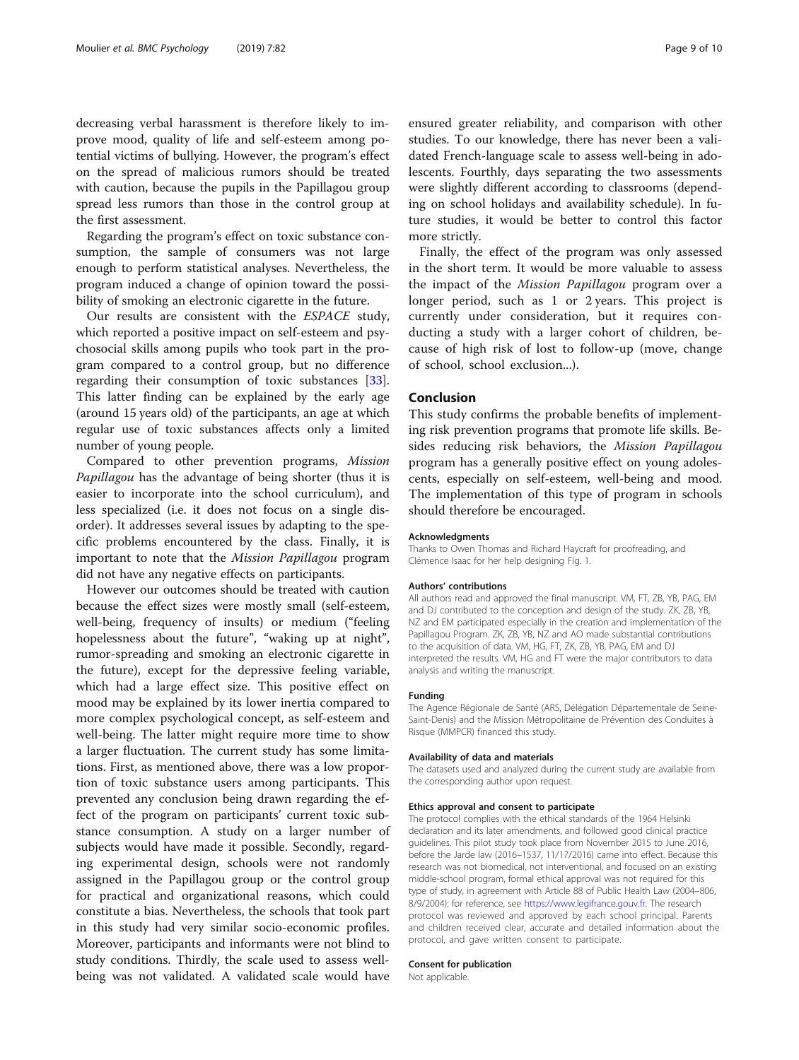decreasing verbal harassment is therefore likely to improve mood, quality of life and self-esteem among potential victims of bullying. However, the program's effect on the spread of malicious rumors should be treated with caution, because the pupils in the Papillagou group spread less rumors than those in the control group at the first assessment.

Regarding the program's effect on toxic substance consumption, the sample of consumers was not large enough to perform statistical analyses. Nevertheless, the program induced a change of opinion toward the possibility of smoking an electronic cigarette in the future.

Our results are consistent with the *ESPACE* study, which reported a positive impact on self-esteem and psychosocial skills among pupils who took part in the program compared to a control group, but no difference regarding their consumption of toxic substances [33]. This latter finding can be explained by the early age (around 15 years old) of the participants, an age at which regular use of toxic substances affects only a limited number of young people.

Compared to other prevention programs, *Mission Papillagou* has the advantage of being shorter (thus it is easier to incorporate into the school curriculum), and less specialized (i.e. it does not focus on a single disorder). It addresses several issues by adapting to the specific problems encountered by the class. Finally, it is important to note that the *Mission Papillagou* program did not have any negative effects on participants.

However our outcomes should be treated with caution because the effect sizes were mostly small (self-esteem, well-being, frequency of insults) or medium ("feeling hopelessness about the future", "waking up at night", rumor-spreading and smoking an electronic cigarette in the future), except for the depressive feeling variable, which had a large effect size. This positive effect on mood may be explained by its lower inertia compared to more complex psychological concept, as self-esteem and well-being. The latter might require more time to show a larger fluctuation. The current study has some limitations. First, as mentioned above, there was a low proportion of toxic substance users among participants. This prevented any conclusion being drawn regarding the effect of the program on participants' current toxic substance consumption. A study on a larger number of subjects would have made it possible. Secondly, regarding experimental design, schools were not randomly assigned in the Papillagou group or the control group for practical and organizational reasons, which could constitute a bias. Nevertheless, the schools that took part in this study had very similar socio-economic profiles. Moreover, participants and informants were not blind to study conditions. Thirdly, the scale used to assess well-being was not validated. A validated scale would have ensured greater reliability, and comparison with other studies. To our knowledge, there has never been a validated French-language scale to assess well-being in adolescents. Fourthly, days separating the two assessments were slightly different according to classrooms (depending on school holidays and availability schedule). In future studies, it would be better to control this factor more strictly.

Finally, the effect of the program was only assessed in the short term. It would be more valuable to assess the impact of the *Mission Papillagou* program over a longer period, such as 1 or 2 years. This project is currently under consideration, but it requires conducting a study with a larger cohort of children, because of high risk of lost to follow-up (move, change of school, school exclusion...).

## Conclusion

This study confirms the probable benefits of implementing risk prevention programs that promote life skills. Besides reducing risk behaviors, the *Mission Papillagou* program has a generally positive effect on young adolescents, especially on self-esteem, well-being and mood. The implementation of this type of program in schools should therefore be encouraged.

#### Acknowledgments

Thanks to Owen Thomas and Richard Haycraft for proofreading, and Clémence Isaac for her help designing Fig. 1.

#### Authors' contributions

All authors read and approved the final manuscript. VM, FT, ZB, YB, PAG, EM and DJ contributed to the conception and design of the study. ZK, ZB, YB, NZ and EM participated especially in the creation and implementation of the Papillagou Program. ZK, ZB, YB, NZ and AO made substantial contributions to the acquisition of data. VM, HG, FT, ZK, ZB, YB, PAG, EM and DJ interpreted the results. VM, HG and FT were the major contributors to data analysis and writing the manuscript.

#### Funding

The Agence Régionale de Santé (ARS, Délégation Départementale de Seine-Saint-Denis) and the Mission Métropolitaine de Prévention des Conduites à Risque (MMPCR) financed this study.

#### Availability of data and materials

The datasets used and analyzed during the current study are available from the corresponding author upon request.

#### Ethics approval and consent to participate

The protocol complies with the ethical standards of the 1964 Helsinki declaration and its later amendments, and followed good clinical practice guidelines. This pilot study took place from November 2015 to June 2016, before the Jarde law (2016–1537, 11/17/2016) came into effect. Because this research was not biomedical, not interventional, and focused on an existing middle-school program, formal ethical approval was not required for this type of study, in agreement with Article 88 of Public Health Law (2004–806, 8/9/2004): for reference, see https://www.legifrance.gouv.fr. The research protocol was reviewed and approved by each school principal. Parents and children received clear, accurate and detailed information about the protocol, and gave written consent to participate.

#### Consent for publication

Not applicable.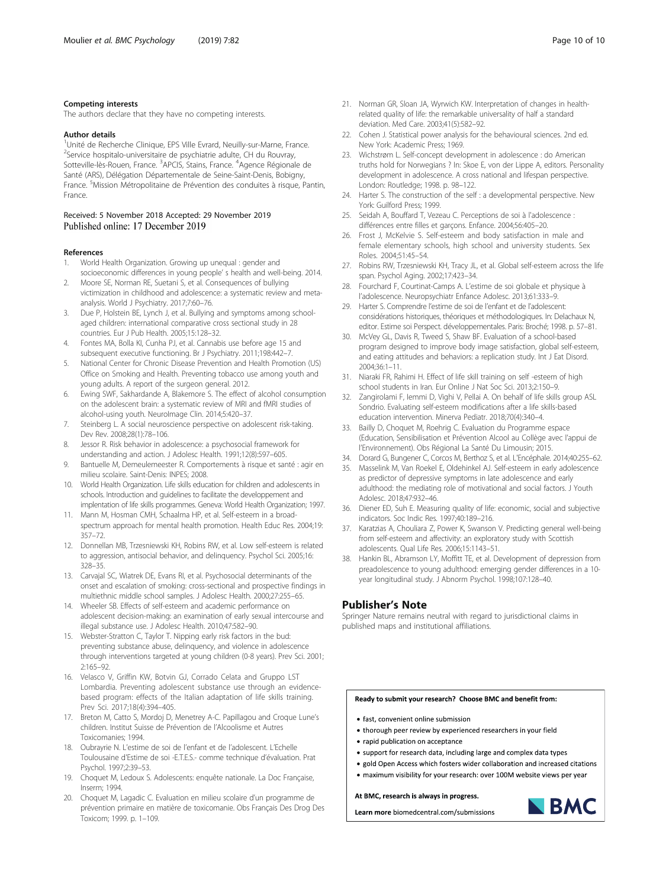#### Competing interests

The authors declare that they have no competing interests.

#### Author details

[1]Unité de Recherche Clinique, EPS Ville Evrard, Neuilly-sur-Marne, France. [2]Service hospitalo-universitaire de psychiatrie adulte, CH du Rouvray, Sotteville-lès-Rouen, France. [3]APCIS, Stains, France. [4]Agence Régionale de Santé (ARS), Délégation Départementale de Seine-Saint-Denis, Bobigny, France. [5]Mission Métropolitaine de Prévention des conduites à risque, Pantin, France.

Received: 5 November 2018 Accepted: 29 November 2019
Published online: 17 December 2019

#### References

1. World Health Organization. Growing up unequal : gender and socioeconomic differences in young people' s health and well-being. 2014.
2. Moore SE, Norman RE, Suetani S, et al. Consequences of bullying victimization in childhood and adolescence: a systematic review and meta-analysis. World J Psychiatry. 2017;7:60–76.
3. Due P, Holstein BE, Lynch J, et al. Bullying and symptoms among school-aged children: international comparative cross sectional study in 28 countries. Eur J Pub Health. 2005;15:128–32.
4. Fontes MA, Bolla KI, Cunha PJ, et al. Cannabis use before age 15 and subsequent executive functioning. Br J Psychiatry. 2011;198:442–7.
5. National Center for Chronic Disease Prevention and Health Promotion (US) Office on Smoking and Health. Preventing tobacco use among youth and young adults. A report of the surgeon general. 2012.
6. Ewing SWF, Sakhardande A, Blakemore S. The effect of alcohol consumption on the adolescent brain: a systematic review of MRI and fMRI studies of alcohol-using youth. NeuroImage Clin. 2014;5:420–37.
7. Steinberg L. A social neuroscience perspective on adolescent risk-taking. Dev Rev. 2008;28(1):78–106.
8. Jessor R. Risk behavior in adolescence: a psychosocial framework for understanding and action. J Adolesc Health. 1991;12(8):597–605.
9. Bantuelle M, Demeulemeester R. Comportements à risque et santé : agir en milieu scolaire. Saint-Denis: INPES; 2008.
10. World Health Organization. Life skills education for children and adolescents in schools. Introduction and guidelines to facilitate the developpement and implentation of life skills programmes. Geneva: World Health Organization; 1997.
11. Mann M, Hosman CMH, Schaalma HP, et al. Self-esteem in a broad-spectrum approach for mental health promotion. Health Educ Res. 2004;19:357–72.
12. Donnellan MB, Trzesniewski KH, Robins RW, et al. Low self-esteem is related to aggression, antisocial behavior, and delinquency. Psychol Sci. 2005;16:328–35.
13. Carvajal SC, Wiatrek DE, Evans RI, et al. Psychosocial determinants of the onset and escalation of smoking: cross-sectional and prospective findings in multiethnic middle school samples. J Adolesc Health. 2000;27:255–65.
14. Wheeler SB. Effects of self-esteem and academic performance on adolescent decision-making: an examination of early sexual intercourse and illegal substance use. J Adolesc Health. 2010;47:582–90.
15. Webster-Stratton C, Taylor T. Nipping early risk factors in the bud: preventing substance abuse, delinquency, and violence in adolescence through interventions targeted at young children (0-8 years). Prev Sci. 2001;2:165–92.
16. Velasco V, Griffin KW, Botvin GJ, Corrado Celata and Gruppo LST Lombardia. Preventing adolescent substance use through an evidence-based program: effects of the Italian adaptation of life skills training. Prev Sci. 2017;18(4):394–405.
17. Breton M, Catto S, Mordoj D, Menetrey A-C. Papillagou and Croque Lune's children. Institut Suisse de Prévention de l'Alcoolisme et Autres Toxicomanies; 1994.
18. Oubrayrie N. L'estime de soi de l'enfant et de l'adolescent. L'Echelle Toulousaine d'Estime de soi -E.T.E.S.- comme technique d'évaluation. Prat Psychol. 1997;2:39–53.
19. Choquet M, Ledoux S. Adolescents: enquête nationale. La Doc Française, Inserm; 1994.
20. Choquet M, Lagadic C. Evaluation en milieu scolaire d'un programme de prévention primaire en matière de toxicomanie. Obs Français Des Drog Des Toxicom; 1999. p. 1–109.
21. Norman GR, Sloan JA, Wyrwich KW. Interpretation of changes in health-related quality of life: the remarkable universality of half a standard deviation. Med Care. 2003;41(5):582–92.
22. Cohen J. Statistical power analysis for the behavioural sciences. 2nd ed. New York: Academic Press; 1969.
23. Wichstrøm L. Self-concept development in adolescence : do American truths hold for Norwegians ? In: Skoe E, von der Lippe A, editors. Personality development in adolescence. A cross national and lifespan perspective. London: Routledge; 1998. p. 98–122.
24. Harter S. The construction of the self : a developmental perspective. New York: Guilford Press; 1999.
25. Seidah A, Bouffard T, Vezeau C. Perceptions de soi à l'adolescence : différences entre filles et garçons. Enfance. 2004;56:405–20.
26. Frost J, McKelvie S. Self-esteem and body satisfaction in male and female elementary schools, high school and university students. Sex Roles. 2004;51:45–54.
27. Robins RW, Trzesniewski KH, Tracy JL, et al. Global self-esteem across the life span. Psychol Aging. 2002;17:423–34.
28. Fourchard F, Courtinat-Camps A. L'estime de soi globale et physique à l'adolescence. Neuropsychiatr Enfance Adolesc. 2013;61:333–9.
29. Harter S. Comprendre l'estime de soi de l'enfant et de l'adolescent: considérations historiques, théoriques et méthodologiques. In: Delachaux N, editor. Estime soi Perspect. développementales. Paris: Broché; 1998. p. 57–81.
30. McVey GL, Davis R, Tweed S, Shaw BF. Evaluation of a school-based program designed to improve body image satisfaction, global self-esteem, and eating attitudes and behaviors: a replication study. Int J Eat Disord. 2004;36:1–11.
31. Niaraki FR, Rahimi H. Effect of life skill training on self -esteem of high school students in Iran. Eur Online J Nat Soc Sci. 2013;2:150–9.
32. Zangirolami F, Iemmi D, Vighi V, Pellai A. On behalf of life skills group ASL Sondrio. Evaluating self-esteem modifications after a life skills-based education intervention. Minerva Pediatr. 2018;70(4):340–4.
33. Bailly D, Choquet M, Roehrig C. Evaluation du Programme espace (Education, Sensibilisation et Prévention Alcool au Collège avec l'appui de l'Environnement). Obs Régional La Santé Du Limousin; 2015.
34. Dorard G, Bungener C, Corcos M, Berthoz S, et al. L'Encéphale. 2014;40:255–62.
35. Masselink M, Van Roekel E, Oldehinkel AJ. Self-esteem in early adolescence as predictor of depressive symptoms in late adolescence and early adulthood: the mediating role of motivational and social factors. J Youth Adolesc. 2018;47:932–46.
36. Diener ED, Suh E. Measuring quality of life: economic, social and subjective indicators. Soc Indic Res. 1997;40:189–216.
37. Karatzias A, Chouliara Z, Power K, Swanson V. Predicting general well-being from self-esteem and affectivity: an exploratory study with Scottish adolescents. Qual Life Res. 2006;15:1143–51.
38. Hankin BL, Abramson LY, Moffitt TE, et al. Development of depression from preadolescence to young adulthood: emerging gender differences in a 10-year longitudinal study. J Abnorm Psychol. 1998;107:128–40.

## Publisher's Note

Springer Nature remains neutral with regard to jurisdictional claims in published maps and institutional affiliations.

**Ready to submit your research? Choose BMC and benefit from:**

- fast, convenient online submission
- thorough peer review by experienced researchers in your field
- rapid publication on acceptance
- support for research data, including large and complex data types
- gold Open Access which fosters wider collaboration and increased citations
- maximum visibility for your research: over 100M website views per year

**At BMC, research is always in progress.**

**Learn more** biomedcentral.com/submissions

BMC